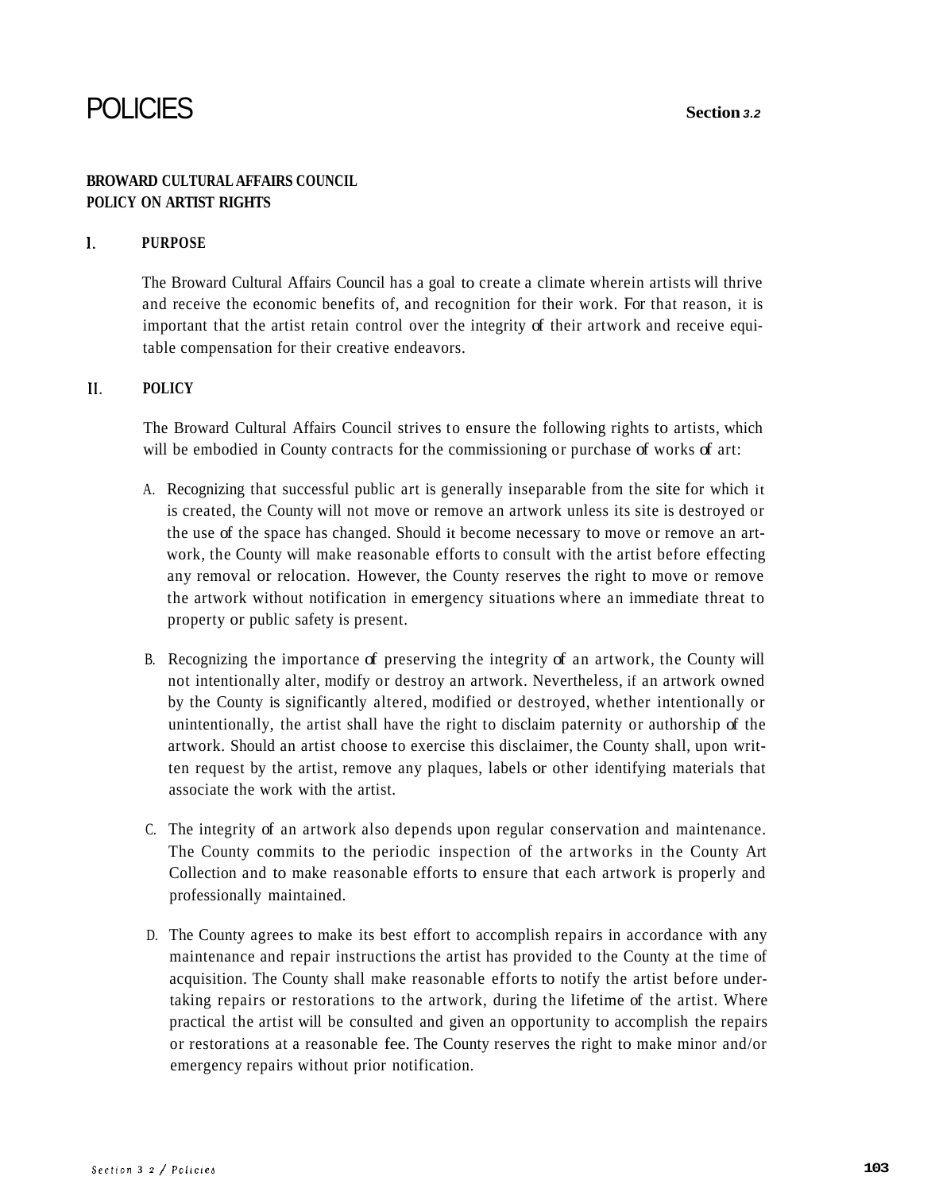# POLICIES

**Section 3.2**

**BROWARD CULTURAL AFFAIRS COUNCIL**
**POLICY ON ARTIST RIGHTS**

## I. PURPOSE

The Broward Cultural Affairs Council has a goal to create a climate wherein artists will thrive and receive the economic benefits of, and recognition for their work. For that reason, it is important that the artist retain control over the integrity of their artwork and receive equitable compensation for their creative endeavors.

## II. POLICY

The Broward Cultural Affairs Council strives to ensure the following rights to artists, which will be embodied in County contracts for the commissioning or purchase of works of art:

A. Recognizing that successful public art is generally inseparable from the site for which it is created, the County will not move or remove an artwork unless its site is destroyed or the use of the space has changed. Should it become necessary to move or remove an artwork, the County will make reasonable efforts to consult with the artist before effecting any removal or relocation. However, the County reserves the right to move or remove the artwork without notification in emergency situations where an immediate threat to property or public safety is present.

B. Recognizing the importance of preserving the integrity of an artwork, the County will not intentionally alter, modify or destroy an artwork. Nevertheless, if an artwork owned by the County is significantly altered, modified or destroyed, whether intentionally or unintentionally, the artist shall have the right to disclaim paternity or authorship of the artwork. Should an artist choose to exercise this disclaimer, the County shall, upon written request by the artist, remove any plaques, labels or other identifying materials that associate the work with the artist.

C. The integrity of an artwork also depends upon regular conservation and maintenance. The County commits to the periodic inspection of the artworks in the County Art Collection and to make reasonable efforts to ensure that each artwork is properly and professionally maintained.

D. The County agrees to make its best effort to accomplish repairs in accordance with any maintenance and repair instructions the artist has provided to the County at the time of acquisition. The County shall make reasonable efforts to notify the artist before undertaking repairs or restorations to the artwork, during the lifetime of the artist. Where practical the artist will be consulted and given an opportunity to accomplish the repairs or restorations at a reasonable fee. The County reserves the right to make minor and/or emergency repairs without prior notification.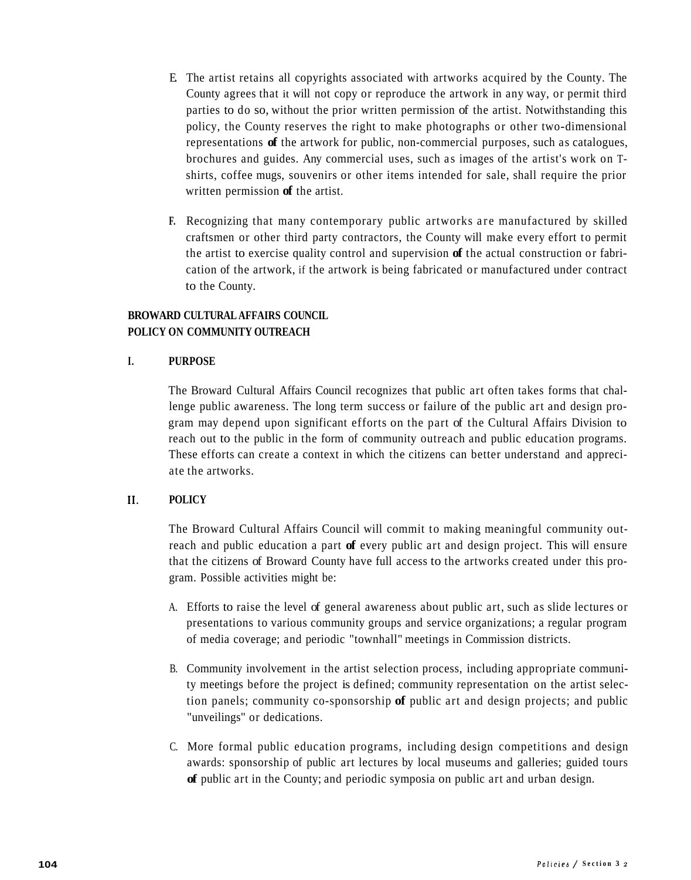E. The artist retains all copyrights associated with artworks acquired by the County. The County agrees that it will not copy or reproduce the artwork in any way, or permit third parties to do so, without the prior written permission of the artist. Notwithstanding this policy, the County reserves the right to make photographs or other two-dimensional representations of the artwork for public, non-commercial purposes, such as catalogues, brochures and guides. Any commercial uses, such as images of the artist's work on T-shirts, coffee mugs, souvenirs or other items intended for sale, shall require the prior written permission of the artist.

F. Recognizing that many contemporary public artworks are manufactured by skilled craftsmen or other third party contractors, the County will make every effort to permit the artist to exercise quality control and supervision of the actual construction or fabrication of the artwork, if the artwork is being fabricated or manufactured under contract to the County.

**BROWARD CULTURAL AFFAIRS COUNCIL**
**POLICY ON COMMUNITY OUTREACH**

**I. PURPOSE**

The Broward Cultural Affairs Council recognizes that public art often takes forms that challenge public awareness. The long term success or failure of the public art and design program may depend upon significant efforts on the part of the Cultural Affairs Division to reach out to the public in the form of community outreach and public education programs. These efforts can create a context in which the citizens can better understand and appreciate the artworks.

**II. POLICY**

The Broward Cultural Affairs Council will commit to making meaningful community outreach and public education a part of every public art and design project. This will ensure that the citizens of Broward County have full access to the artworks created under this program. Possible activities might be:

A. Efforts to raise the level of general awareness about public art, such as slide lectures or presentations to various community groups and service organizations; a regular program of media coverage; and periodic "townhall" meetings in Commission districts.

B. Community involvement in the artist selection process, including appropriate community meetings before the project is defined; community representation on the artist selection panels; community co-sponsorship of public art and design projects; and public "unveilings" or dedications.

C. More formal public education programs, including design competitions and design awards: sponsorship of public art lectures by local museums and galleries; guided tours of public art in the County; and periodic symposia on public art and urban design.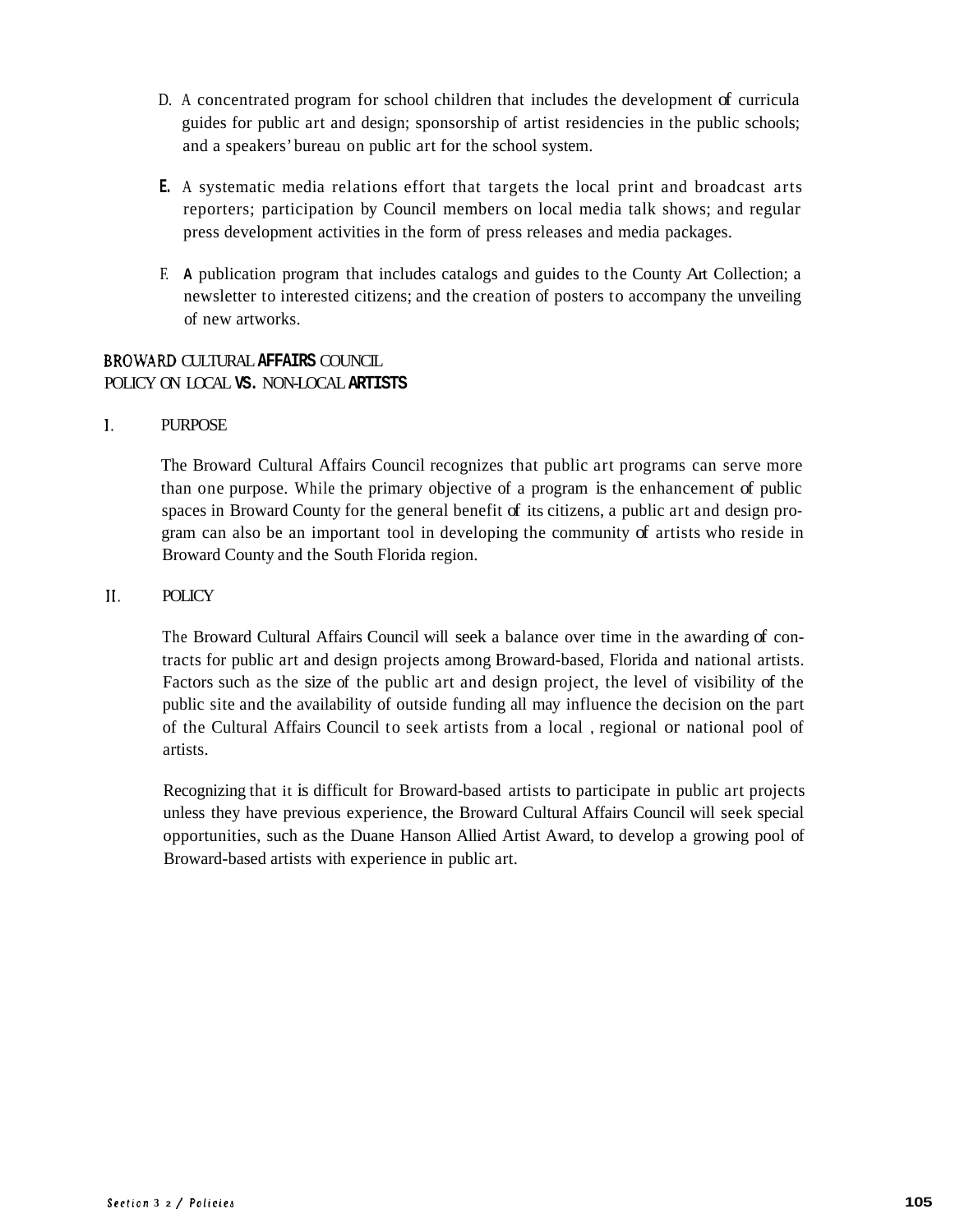D. A concentrated program for school children that includes the development of curricula guides for public art and design; sponsorship of artist residencies in the public schools; and a speakers' bureau on public art for the school system.

E. A systematic media relations effort that targets the local print and broadcast arts reporters; participation by Council members on local media talk shows; and regular press development activities in the form of press releases and media packages.

F. A publication program that includes catalogs and guides to the County Art Collection; a newsletter to interested citizens; and the creation of posters to accompany the unveiling of new artworks.

## BROWARD CULTURAL AFFAIRS COUNCIL
## POLICY ON LOCAL VS. NON-LOCAL ARTISTS

### I. PURPOSE

The Broward Cultural Affairs Council recognizes that public art programs can serve more than one purpose. While the primary objective of a program is the enhancement of public spaces in Broward County for the general benefit of its citizens, a public art and design program can also be an important tool in developing the community of artists who reside in Broward County and the South Florida region.

### II. POLICY

The Broward Cultural Affairs Council will seek a balance over time in the awarding of contracts for public art and design projects among Broward-based, Florida and national artists. Factors such as the size of the public art and design project, the level of visibility of the public site and the availability of outside funding all may influence the decision on the part of the Cultural Affairs Council to seek artists from a local , regional or national pool of artists.

Recognizing that it is difficult for Broward-based artists to participate in public art projects unless they have previous experience, the Broward Cultural Affairs Council will seek special opportunities, such as the Duane Hanson Allied Artist Award, to develop a growing pool of Broward-based artists with experience in public art.